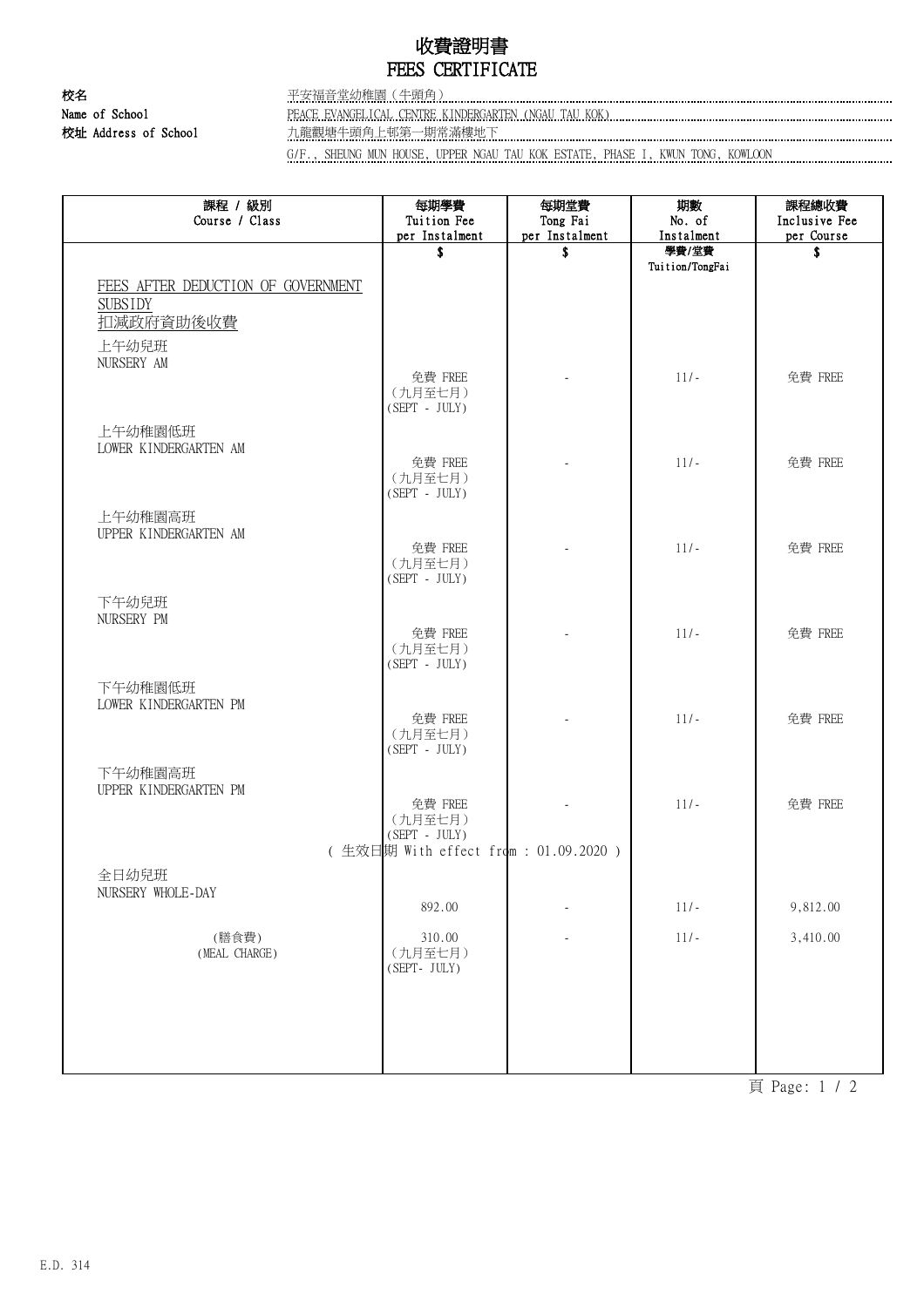# 收費證明書
# FEES CERTIFICATE

**校名** 平安福音堂幼稚園（牛頭角）
**Name of School** PEACE EVANGELICAL CENTRE KINDERGARTEN (NGAU TAU KOK)
**校址 Address of School** 九龍觀塘牛頭角上邨第一期常滿樓地下
G/F., SHEUNG MUN HOUSE, UPPER NGAU TAU KOK ESTATE, PHASE I, KWUN TONG, KOWLOON

| 課程 / 級別<br>Course / Class | 每期學費<br>Tuition Fee<br>per Instalment | 每期堂費<br>Tong Fai<br>per Instalment | 期數<br>No. of<br>Instalment | 課程總收費<br>Inclusive Fee<br>per Course |
|---|---|---|---|---|
| | $ | $ | 學費/堂費<br>Tuition/TongFai | $ |
| FEES AFTER DEDUCTION OF GOVERNMENT SUBSIDY<br>扣減政府資助後收費 | | | | |
| 上午幼兒班<br>NURSERY AM | 免費 FREE<br>（九月至七月）<br>(SEPT - JULY) | - | 11/- | 免費 FREE |
| 上午幼稚園低班<br>LOWER KINDERGARTEN AM | 免費 FREE<br>（九月至七月）<br>(SEPT - JULY) | - | 11/- | 免費 FREE |
| 上午幼稚園高班<br>UPPER KINDERGARTEN AM | 免費 FREE<br>（九月至七月）<br>(SEPT - JULY) | - | 11/- | 免費 FREE |
| 下午幼兒班<br>NURSERY PM | 免費 FREE<br>（九月至七月）<br>(SEPT - JULY) | - | 11/- | 免費 FREE |
| 下午幼稚園低班<br>LOWER KINDERGARTEN PM | 免費 FREE<br>（九月至七月）<br>(SEPT - JULY) | - | 11/- | 免費 FREE |
| 下午幼稚園高班<br>UPPER KINDERGARTEN PM | 免費 FREE<br>（九月至七月）<br>(SEPT - JULY) | - | 11/- | 免費 FREE |
| | ( 生效日期 With effect from : 01.09.2020 ) | | | |
| 全日幼兒班<br>NURSERY WHOLE-DAY | 892.00 | - | 11/- | 9,812.00 |
| (膳食費)<br>(MEAL CHARGE) | 310.00<br>（九月至七月）<br>(SEPT- JULY) | - | 11/- | 3,410.00 |

E.D. 314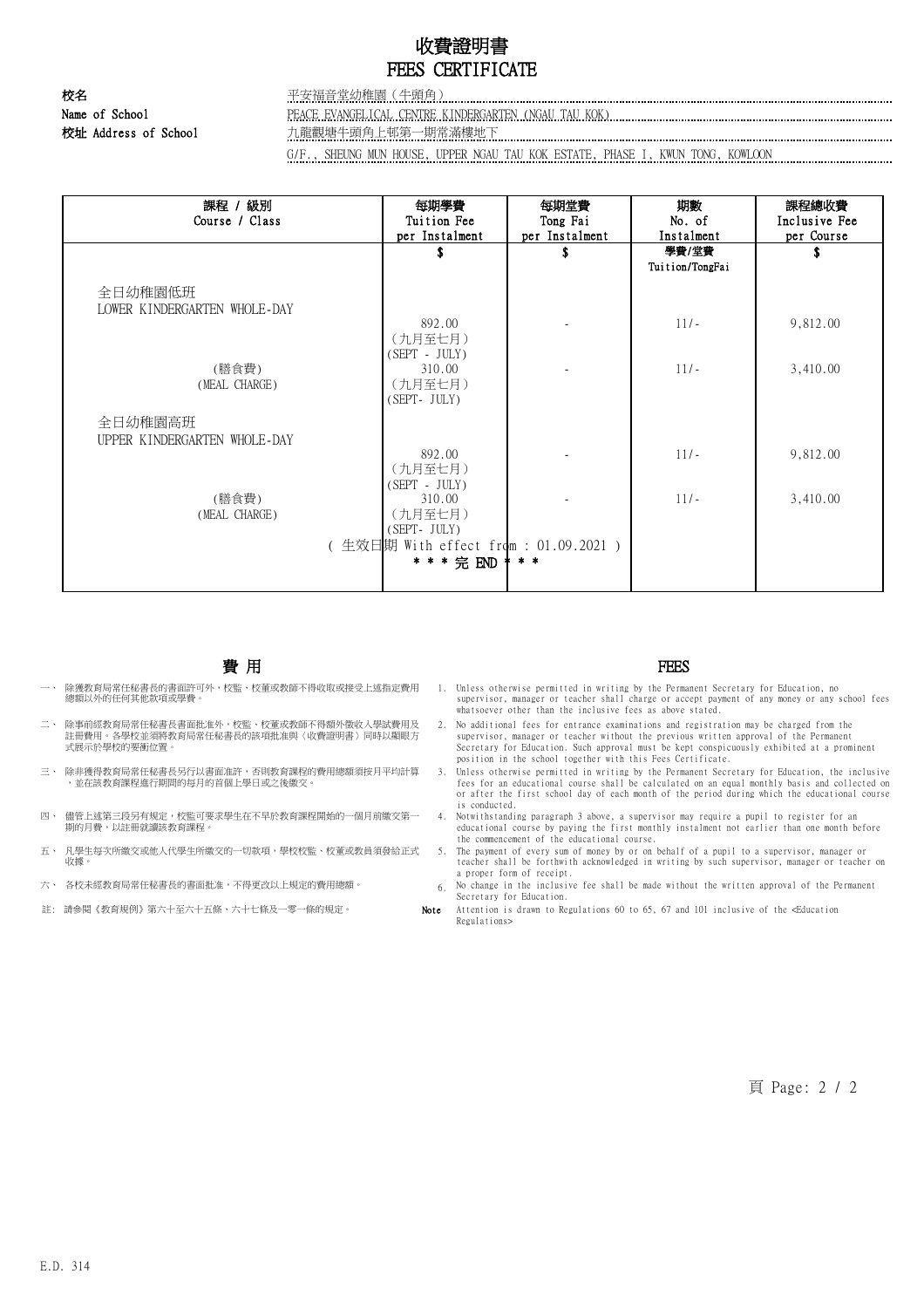# 收費證明書
# FEES CERTIFICATE

**校名** 平安福音堂幼稚園（牛頭角）
**Name of School** PEACE EVANGELICAL CENTRE KINDERGARTEN (NGAU TAU KOK)
**校址 Address of School** 九龍觀塘牛頭角上邨第一期常滿樓地下
G/F., SHEUNG MUN HOUSE, UPPER NGAU TAU KOK ESTATE, PHASE I, KWUN TONG, KOWLOON

| 課程 / 級別 Course / Class | 每期學費 Tuition Fee per Instalment | 每期堂費 Tong Fai per Instalment | 期數 No. of Instalment | 課程總收費 Inclusive Fee per Course |
|---|---|---|---|---|
| | $ | $ | 學費/堂費 Tuition/TongFai | $ |
| 全日幼稚園低班 LOWER KINDERGARTEN WHOLE-DAY | 892.00 （九月至七月） (SEPT - JULY) | - | 11/- | 9,812.00 |
| (膳食費) (MEAL CHARGE) | 310.00 （九月至七月） (SEPT- JULY) | - | 11/- | 3,410.00 |
| 全日幼稚園高班 UPPER KINDERGARTEN WHOLE-DAY | 892.00 （九月至七月） (SEPT - JULY) | - | 11/- | 9,812.00 |
| (膳食費) (MEAL CHARGE) | 310.00 （九月至七月） (SEPT- JULY) | - | 11/- | 3,410.00 |
| | ( 生效日期 With effect from : 01.09.2021 ) | | | |
| | * * * 完 END * * * | | | |

## 費 用

一、 除獲教育局常任秘書長的書面許可外，校監、校董或教師不得收取或接受上述指定費用總額以外的任何其他款項或學費。

二、 除事前經教育局常任秘書長書面批准外，校監、校董或教師不得額外徵收入學試費用及註冊費用。各學校並須將教育局常任秘書長的該項批准與〈收費證明書〉同時以顯眼方式展示於學校的要衝位置。

三、 除非獲得教育局常任秘書長另行以書面准許，否則教育課程的費用總額須按月平均計算，並在該教育課程進行期間的每月的首個上學日或之後繳交。

四、 儘管上述第三段另有規定，校監可要求學生在不早於教育課程開始的一個月前繳交第一期的月費，以註冊就讀該教育課程。

五、 凡學生每次所繳交或他人代學生所繳交的一切款項，學校校監、校董或教員須發給正式收據。

六、 各校未經教育局常任秘書長的書面批准，不得更改以上規定的費用總額。

註: 請參閱《教育規例》第六十至六十五條、六十七條及一零一條的規定。

## FEES

1. Unless otherwise permitted in writing by the Permanent Secretary for Education, no supervisor, manager or teacher shall charge or accept payment of any money or any school fees whatsoever other than the inclusive fees as above stated.
2. No additional fees for entrance examinations and registration may be charged from the supervisor, manager or teacher without the previous written approval of the Permanent Secretary for Education. Such approval must be kept conspicuously exhibited at a prominent position in the school together with this Fees Certificate.
3. Unless otherwise permitted in writing by the Permanent Secretary for Education, the inclusive fees for an educational course shall be calculated on an equal monthly basis and collected on or after the first school day of each month of the period during which the educational course is conducted.
4. Notwithstanding paragraph 3 above, a supervisor may require a pupil to register for an educational course by paying the first monthly instalment not earlier than one month before the commencement of the educational course.
5. The payment of every sum of money by or on behalf of a pupil to a supervisor, manager or teacher shall be forthwith acknowledged in writing by such supervisor, manager or teacher on a proper form of receipt.
6. No change in the inclusive fee shall be made without the written approval of the Permanent Secretary for Education.

**Note** Attention is drawn to Regulations 60 to 65, 67 and 101 inclusive of the <Education Regulations>

E.D. 314